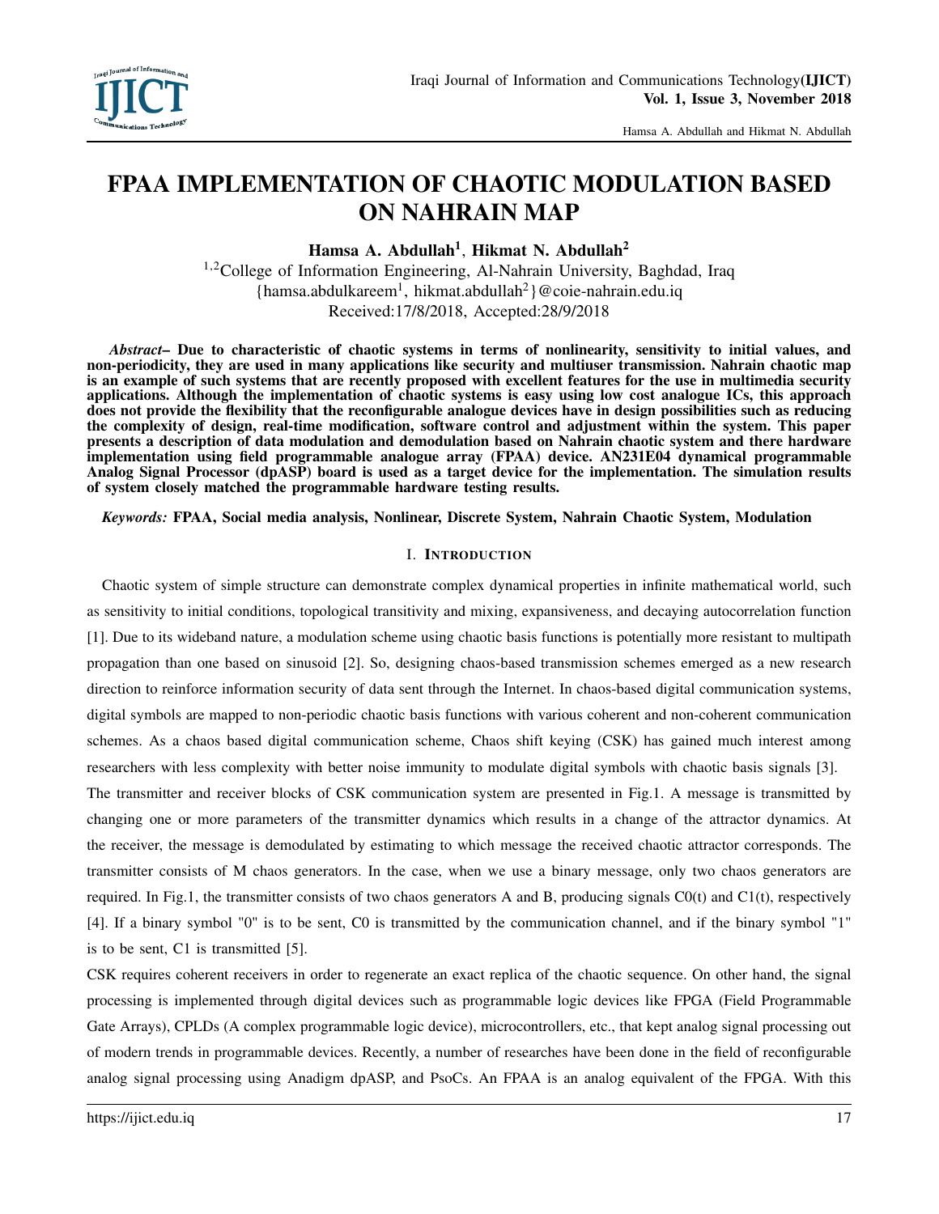# FPAA IMPLEMENTATION OF CHAOTIC MODULATION BASED ON NAHRAIN MAP

**Hamsa A. Abdullah[1], Hikmat N. Abdullah[2]**

[1,2]College of Information Engineering, Al-Nahrain University, Baghdad, Iraq
{hamsa.abdulkareem[1], hikmat.abdullah[2]}@coie-nahrain.edu.iq
Received:17/8/2018, Accepted:28/9/2018

***Abstract*– Due to characteristic of chaotic systems in terms of nonlinearity, sensitivity to initial values, and non-periodicity, they are used in many applications like security and multiuser transmission. Nahrain chaotic map is an example of such systems that are recently proposed with excellent features for the use in multimedia security applications. Although the implementation of chaotic systems is easy using low cost analogue ICs, this approach does not provide the flexibility that the reconfigurable analogue devices have in design possibilities such as reducing the complexity of design, real-time modification, software control and adjustment within the system. This paper presents a description of data modulation and demodulation based on Nahrain chaotic system and there hardware implementation using field programmable analogue array (FPAA) device. AN231E04 dynamical programmable Analog Signal Processor (dpASP) board is used as a target device for the implementation. The simulation results of system closely matched the programmable hardware testing results.**

***Keywords:* FPAA, Social media analysis, Nonlinear, Discrete System, Nahrain Chaotic System, Modulation**

## I. Introduction

Chaotic system of simple structure can demonstrate complex dynamical properties in infinite mathematical world, such as sensitivity to initial conditions, topological transitivity and mixing, expansiveness, and decaying autocorrelation function [1]. Due to its wideband nature, a modulation scheme using chaotic basis functions is potentially more resistant to multipath propagation than one based on sinusoid [2]. So, designing chaos-based transmission schemes emerged as a new research direction to reinforce information security of data sent through the Internet. In chaos-based digital communication systems, digital symbols are mapped to non-periodic chaotic basis functions with various coherent and non-coherent communication schemes. As a chaos based digital communication scheme, Chaos shift keying (CSK) has gained much interest among researchers with less complexity with better noise immunity to modulate digital symbols with chaotic basis signals [3].

The transmitter and receiver blocks of CSK communication system are presented in Fig.1. A message is transmitted by changing one or more parameters of the transmitter dynamics which results in a change of the attractor dynamics. At the receiver, the message is demodulated by estimating to which message the received chaotic attractor corresponds. The transmitter consists of M chaos generators. In the case, when we use a binary message, only two chaos generators are required. In Fig.1, the transmitter consists of two chaos generators A and B, producing signals C0(t) and C1(t), respectively [4]. If a binary symbol "0" is to be sent, C0 is transmitted by the communication channel, and if the binary symbol "1" is to be sent, C1 is transmitted [5].

CSK requires coherent receivers in order to regenerate an exact replica of the chaotic sequence. On other hand, the signal processing is implemented through digital devices such as programmable logic devices like FPGA (Field Programmable Gate Arrays), CPLDs (A complex programmable logic device), microcontrollers, etc., that kept analog signal processing out of modern trends in programmable devices. Recently, a number of researches have been done in the field of reconfigurable analog signal processing using Anadigm dpASP, and PsoCs. An FPAA is an analog equivalent of the FPGA. With this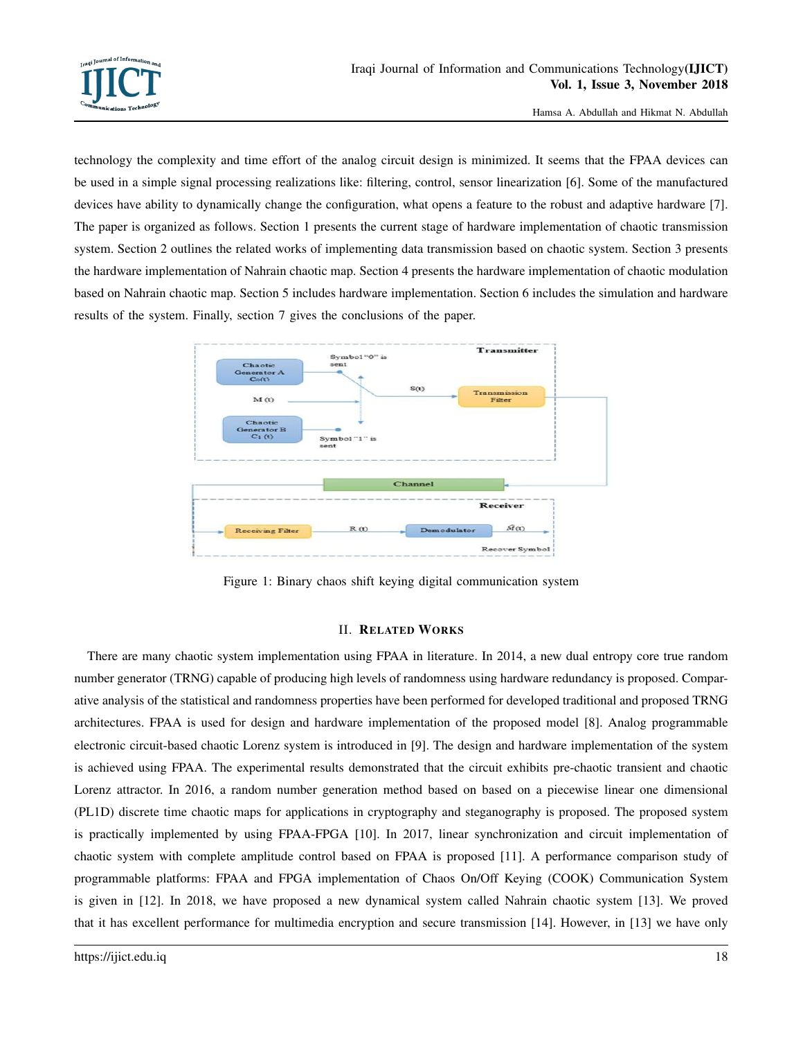technology the complexity and time effort of the analog circuit design is minimized. It seems that the FPAA devices can be used in a simple signal processing realizations like: filtering, control, sensor linearization [6]. Some of the manufactured devices have ability to dynamically change the configuration, what opens a feature to the robust and adaptive hardware [7]. The paper is organized as follows. Section 1 presents the current stage of hardware implementation of chaotic transmission system. Section 2 outlines the related works of implementing data transmission based on chaotic system. Section 3 presents the hardware implementation of Nahrain chaotic map. Section 4 presents the hardware implementation of chaotic modulation based on Nahrain chaotic map. Section 5 includes hardware implementation. Section 6 includes the simulation and hardware results of the system. Finally, section 7 gives the conclusions of the paper.

Figure 1: Binary chaos shift keying digital communication system

## II. Related Works

There are many chaotic system implementation using FPAA in literature. In 2014, a new dual entropy core true random number generator (TRNG) capable of producing high levels of randomness using hardware redundancy is proposed. Comparative analysis of the statistical and randomness properties have been performed for developed traditional and proposed TRNG architectures. FPAA is used for design and hardware implementation of the proposed model [8]. Analog programmable electronic circuit-based chaotic Lorenz system is introduced in [9]. The design and hardware implementation of the system is achieved using FPAA. The experimental results demonstrated that the circuit exhibits pre-chaotic transient and chaotic Lorenz attractor. In 2016, a random number generation method based on based on a piecewise linear one dimensional (PL1D) discrete time chaotic maps for applications in cryptography and steganography is proposed. The proposed system is practically implemented by using FPAA-FPGA [10]. In 2017, linear synchronization and circuit implementation of chaotic system with complete amplitude control based on FPAA is proposed [11]. A performance comparison study of programmable platforms: FPAA and FPGA implementation of Chaos On/Off Keying (COOK) Communication System is given in [12]. In 2018, we have proposed a new dynamical system called Nahrain chaotic system [13]. We proved that it has excellent performance for multimedia encryption and secure transmission [14]. However, in [13] we have only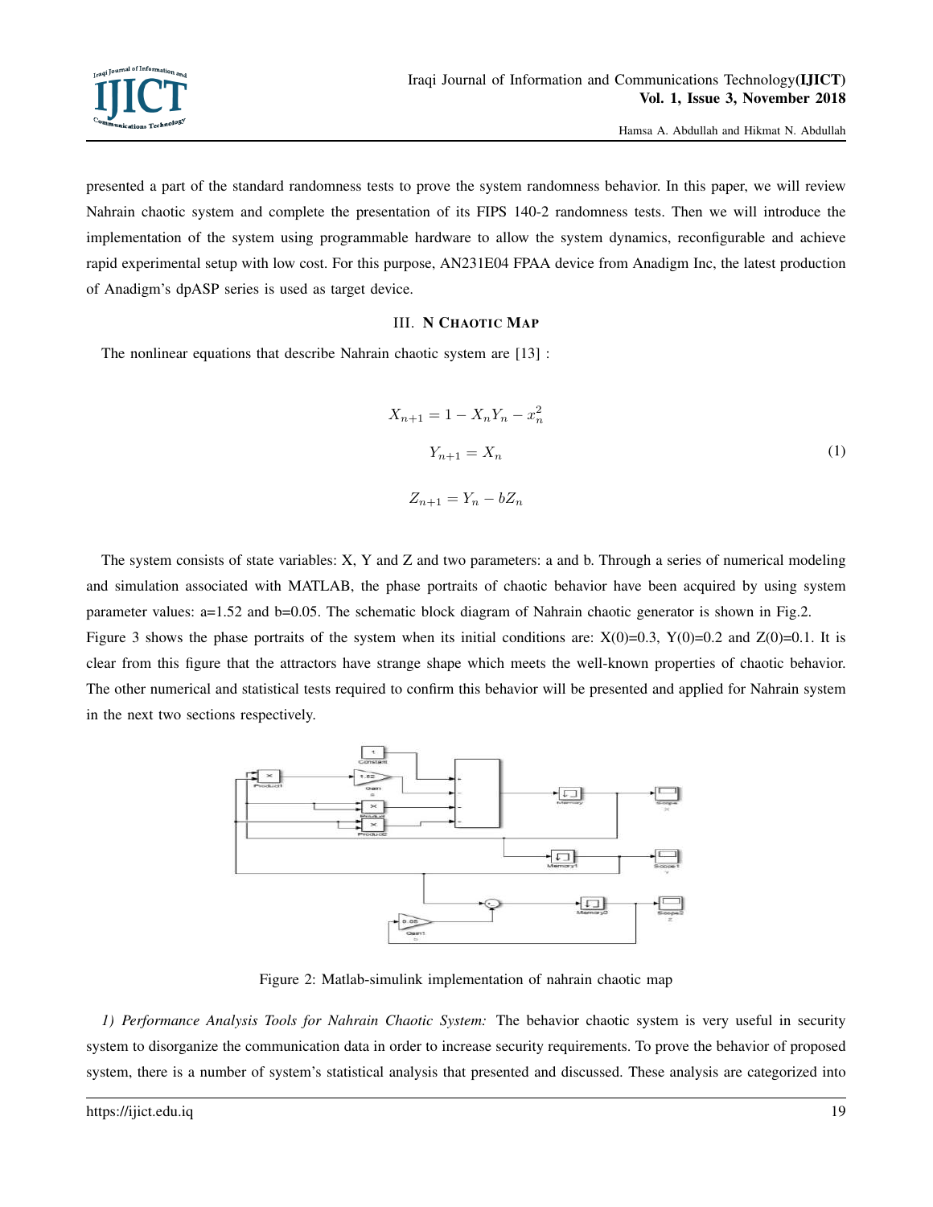presented a part of the standard randomness tests to prove the system randomness behavior. In this paper, we will review Nahrain chaotic system and complete the presentation of its FIPS 140-2 randomness tests. Then we will introduce the implementation of the system using programmable hardware to allow the system dynamics, reconfigurable and achieve rapid experimental setup with low cost. For this purpose, AN231E04 FPAA device from Anadigm Inc, the latest production of Anadigm's dpASP series is used as target device.

## III. N Chaotic Map

The nonlinear equations that describe Nahrain chaotic system are [13] :

$$
\begin{aligned}
X_{n+1} &= 1 - X_n Y_n - x_n^2 \\
Y_{n+1} &= X_n \\
Z_{n+1} &= Y_n - bZ_n
\end{aligned}
\tag{1}
$$

The system consists of state variables: X, Y and Z and two parameters: a and b. Through a series of numerical modeling and simulation associated with MATLAB, the phase portraits of chaotic behavior have been acquired by using system parameter values: a=1.52 and b=0.05. The schematic block diagram of Nahrain chaotic generator is shown in Fig.2.

Figure 3 shows the phase portraits of the system when its initial conditions are: X(0)=0.3, Y(0)=0.2 and Z(0)=0.1. It is clear from this figure that the attractors have strange shape which meets the well-known properties of chaotic behavior. The other numerical and statistical tests required to confirm this behavior will be presented and applied for Nahrain system in the next two sections respectively.

Figure 2: Matlab-simulink implementation of nahrain chaotic map

*1) Performance Analysis Tools for Nahrain Chaotic System:* The behavior chaotic system is very useful in security system to disorganize the communication data in order to increase security requirements. To prove the behavior of proposed system, there is a number of system's statistical analysis that presented and discussed. These analysis are categorized into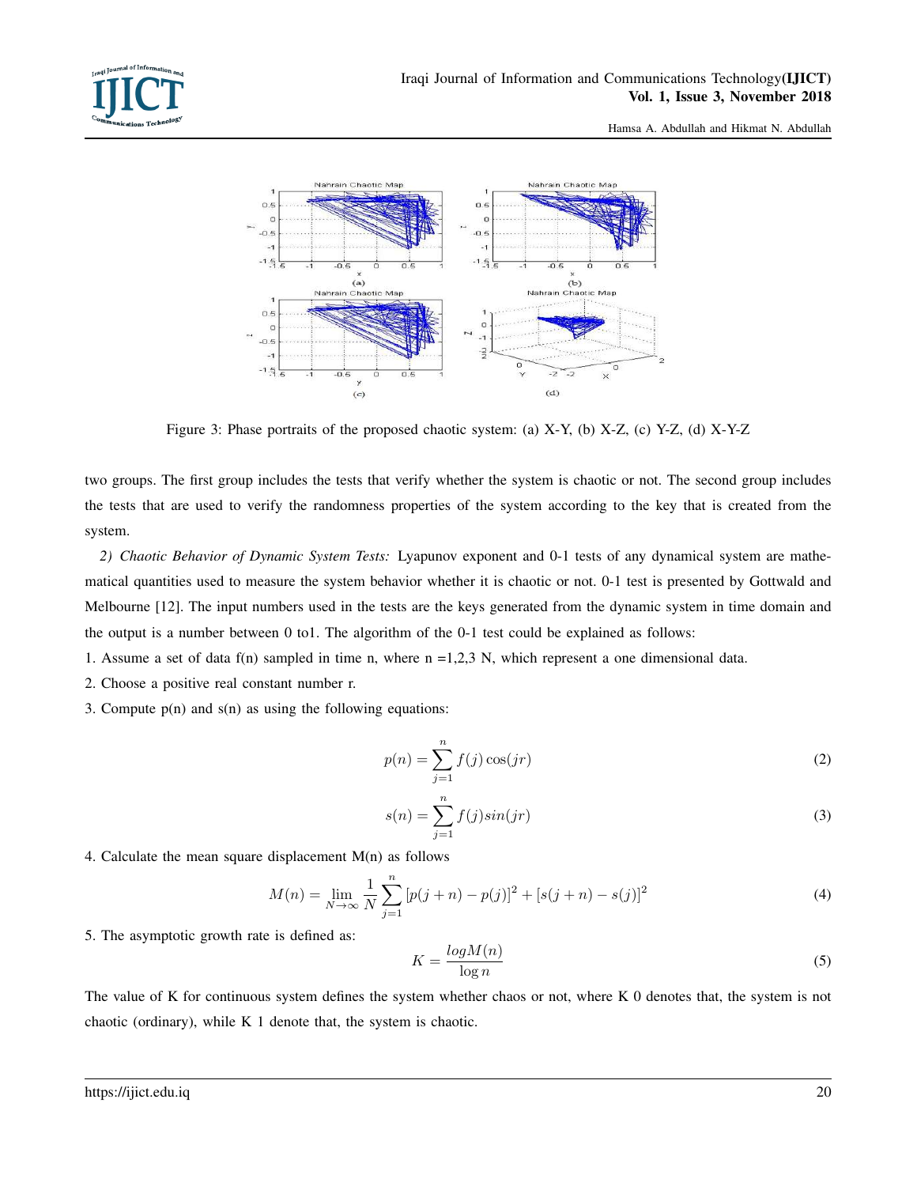Figure 3: Phase portraits of the proposed chaotic system: (a) X-Y, (b) X-Z, (c) Y-Z, (d) X-Y-Z

two groups. The first group includes the tests that verify whether the system is chaotic or not. The second group includes the tests that are used to verify the randomness properties of the system according to the key that is created from the system.

*2) Chaotic Behavior of Dynamic System Tests:* Lyapunov exponent and 0-1 tests of any dynamical system are mathematical quantities used to measure the system behavior whether it is chaotic or not. 0-1 test is presented by Gottwald and Melbourne [12]. The input numbers used in the tests are the keys generated from the dynamic system in time domain and the output is a number between 0 to1. The algorithm of the 0-1 test could be explained as follows:

1. Assume a set of data f(n) sampled in time n, where n =1,2,3 N, which represent a one dimensional data.
2. Choose a positive real constant number r.
3. Compute p(n) and s(n) as using the following equations:

$$p(n) = \sum_{j=1}^{n} f(j)\cos(jr) \tag{2}$$

$$s(n) = \sum_{j=1}^{n} f(j)sin(jr) \tag{3}$$

4. Calculate the mean square displacement M(n) as follows

$$M(n) = \lim_{N\to\infty} \frac{1}{N} \sum_{j=1}^{n} [p(j+n) - p(j)]^2 + [s(j+n) - s(j)]^2 \tag{4}$$

5. The asymptotic growth rate is defined as:

$$K = \frac{logM(n)}{\log n} \tag{5}$$

The value of K for continuous system defines the system whether chaos or not, where K 0 denotes that, the system is not chaotic (ordinary), while K 1 denote that, the system is chaotic.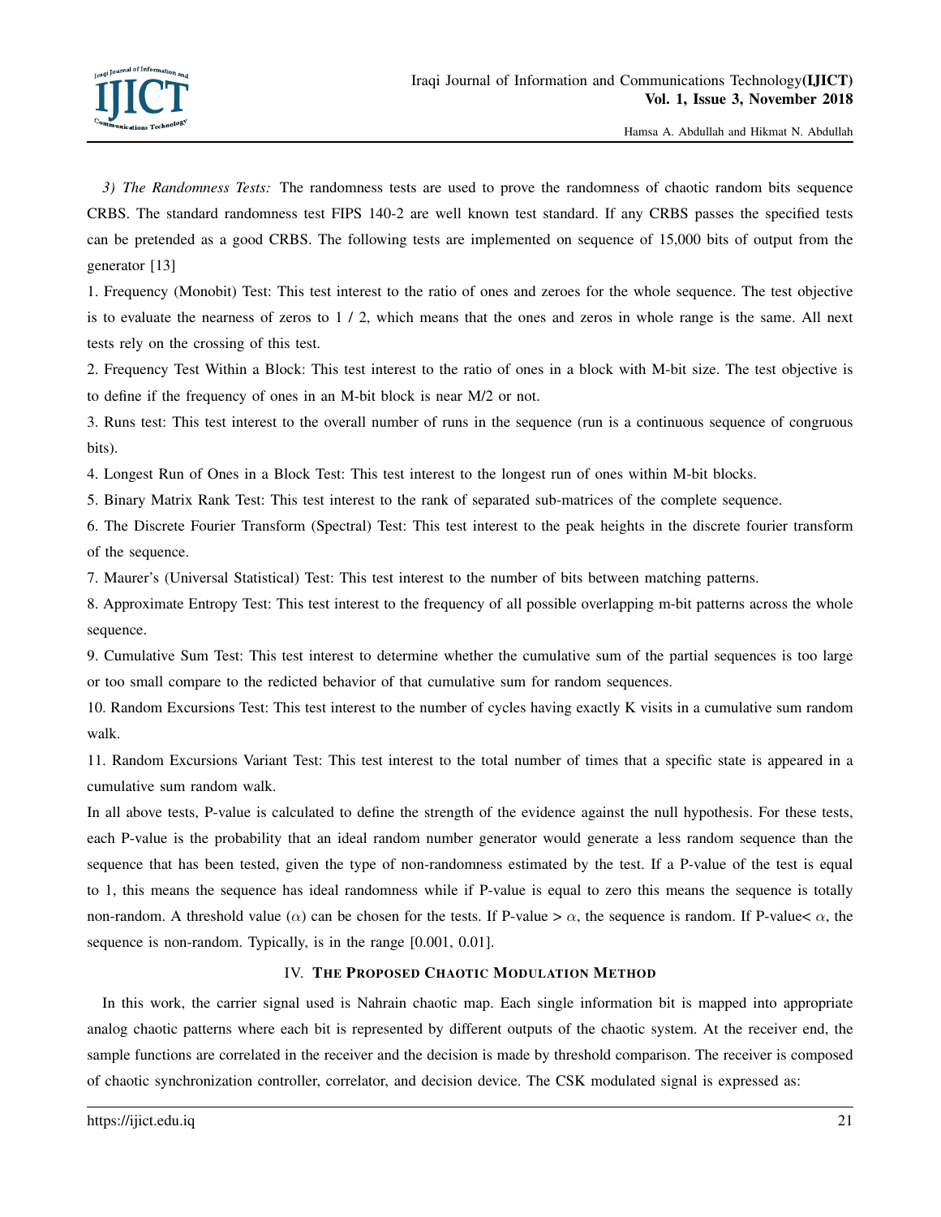*3) The Randomness Tests:* The randomness tests are used to prove the randomness of chaotic random bits sequence CRBS. The standard randomness test FIPS 140-2 are well known test standard. If any CRBS passes the specified tests can be pretended as a good CRBS. The following tests are implemented on sequence of 15,000 bits of output from the generator [13]

1. Frequency (Monobit) Test: This test interest to the ratio of ones and zeroes for the whole sequence. The test objective is to evaluate the nearness of zeros to 1 / 2, which means that the ones and zeros in whole range is the same. All next tests rely on the crossing of this test.

2. Frequency Test Within a Block: This test interest to the ratio of ones in a block with M-bit size. The test objective is to define if the frequency of ones in an M-bit block is near M/2 or not.

3. Runs test: This test interest to the overall number of runs in the sequence (run is a continuous sequence of congruous bits).

4. Longest Run of Ones in a Block Test: This test interest to the longest run of ones within M-bit blocks.

5. Binary Matrix Rank Test: This test interest to the rank of separated sub-matrices of the complete sequence.

6. The Discrete Fourier Transform (Spectral) Test: This test interest to the peak heights in the discrete fourier transform of the sequence.

7. Maurer's (Universal Statistical) Test: This test interest to the number of bits between matching patterns.

8. Approximate Entropy Test: This test interest to the frequency of all possible overlapping m-bit patterns across the whole sequence.

9. Cumulative Sum Test: This test interest to determine whether the cumulative sum of the partial sequences is too large or too small compare to the redicted behavior of that cumulative sum for random sequences.

10. Random Excursions Test: This test interest to the number of cycles having exactly K visits in a cumulative sum random walk.

11. Random Excursions Variant Test: This test interest to the total number of times that a specific state is appeared in a cumulative sum random walk.

In all above tests, P-value is calculated to define the strength of the evidence against the null hypothesis. For these tests, each P-value is the probability that an ideal random number generator would generate a less random sequence than the sequence that has been tested, given the type of non-randomness estimated by the test. If a P-value of the test is equal to 1, this means the sequence has ideal randomness while if P-value is equal to zero this means the sequence is totally non-random. A threshold value ($\alpha$) can be chosen for the tests. If P-value > $\alpha$, the sequence is random. If P-value< $\alpha$, the sequence is non-random. Typically, is in the range [0.001, 0.01].

## IV. The Proposed Chaotic Modulation Method

In this work, the carrier signal used is Nahrain chaotic map. Each single information bit is mapped into appropriate analog chaotic patterns where each bit is represented by different outputs of the chaotic system. At the receiver end, the sample functions are correlated in the receiver and the decision is made by threshold comparison. The receiver is composed of chaotic synchronization controller, correlator, and decision device. The CSK modulated signal is expressed as: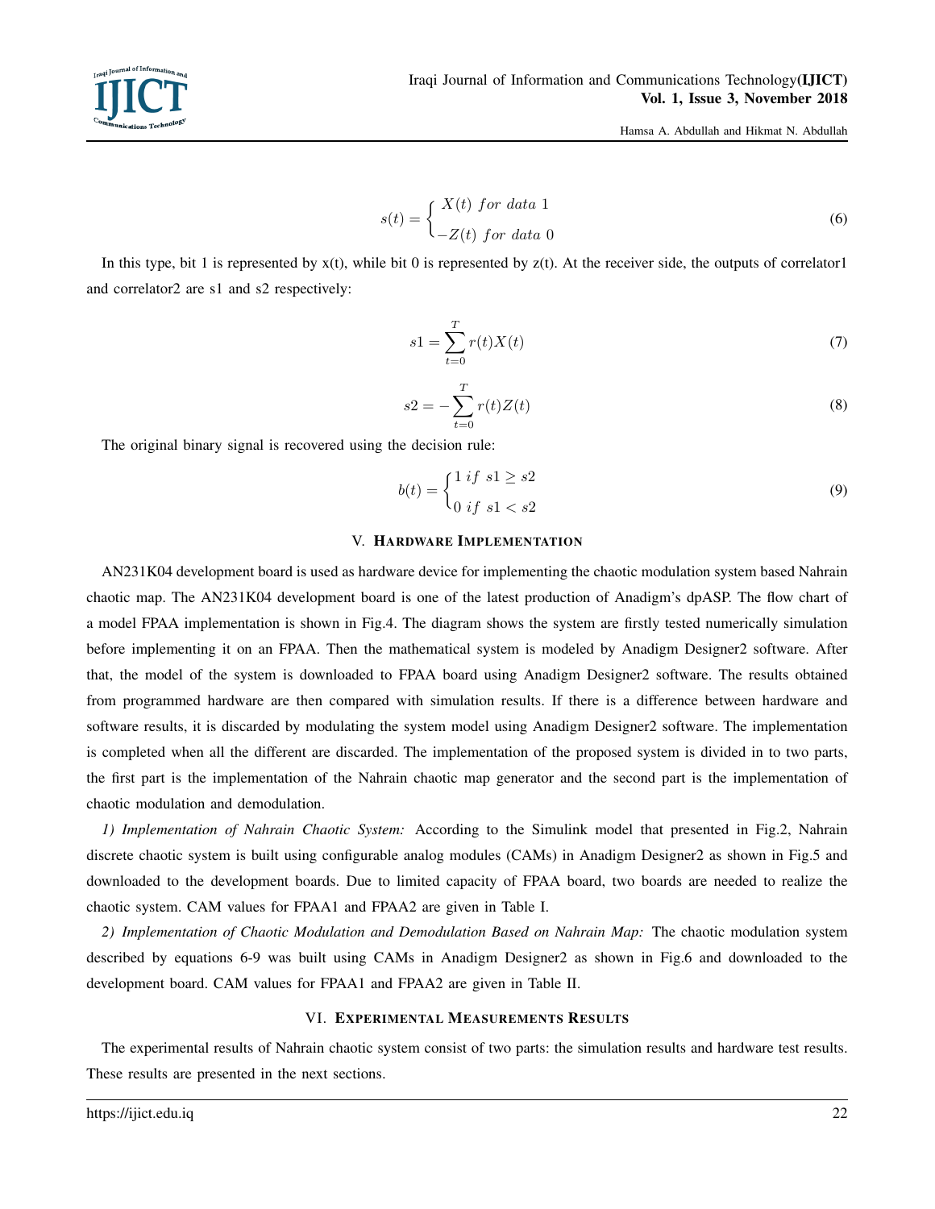$$s(t) = \begin{cases} X(t) \ for \ data \ 1 \\ -Z(t) \ for \ data \ 0 \end{cases} \tag{6}$$

In this type, bit 1 is represented by x(t), while bit 0 is represented by z(t). At the receiver side, the outputs of correlator1 and correlator2 are s1 and s2 respectively:

$$s1 = \sum_{t=0}^{T} r(t)X(t) \tag{7}$$

$$s2 = -\sum_{t=0}^{T} r(t)Z(t) \tag{8}$$

The original binary signal is recovered using the decision rule:

$$b(t) = \begin{cases} 1 \ if \ s1 \geq s2 \\ 0 \ if \ s1 < s2 \end{cases} \tag{9}$$

## V. Hardware Implementation

AN231K04 development board is used as hardware device for implementing the chaotic modulation system based Nahrain chaotic map. The AN231K04 development board is one of the latest production of Anadigm's dpASP. The flow chart of a model FPAA implementation is shown in Fig.4. The diagram shows the system are firstly tested numerically simulation before implementing it on an FPAA. Then the mathematical system is modeled by Anadigm Designer2 software. After that, the model of the system is downloaded to FPAA board using Anadigm Designer2 software. The results obtained from programmed hardware are then compared with simulation results. If there is a difference between hardware and software results, it is discarded by modulating the system model using Anadigm Designer2 software. The implementation is completed when all the different are discarded. The implementation of the proposed system is divided in to two parts, the first part is the implementation of the Nahrain chaotic map generator and the second part is the implementation of chaotic modulation and demodulation.

*1) Implementation of Nahrain Chaotic System:* According to the Simulink model that presented in Fig.2, Nahrain discrete chaotic system is built using configurable analog modules (CAMs) in Anadigm Designer2 as shown in Fig.5 and downloaded to the development boards. Due to limited capacity of FPAA board, two boards are needed to realize the chaotic system. CAM values for FPAA1 and FPAA2 are given in Table I.

*2) Implementation of Chaotic Modulation and Demodulation Based on Nahrain Map:* The chaotic modulation system described by equations 6-9 was built using CAMs in Anadigm Designer2 as shown in Fig.6 and downloaded to the development board. CAM values for FPAA1 and FPAA2 are given in Table II.

## VI. Experimental Measurements Results

The experimental results of Nahrain chaotic system consist of two parts: the simulation results and hardware test results. These results are presented in the next sections.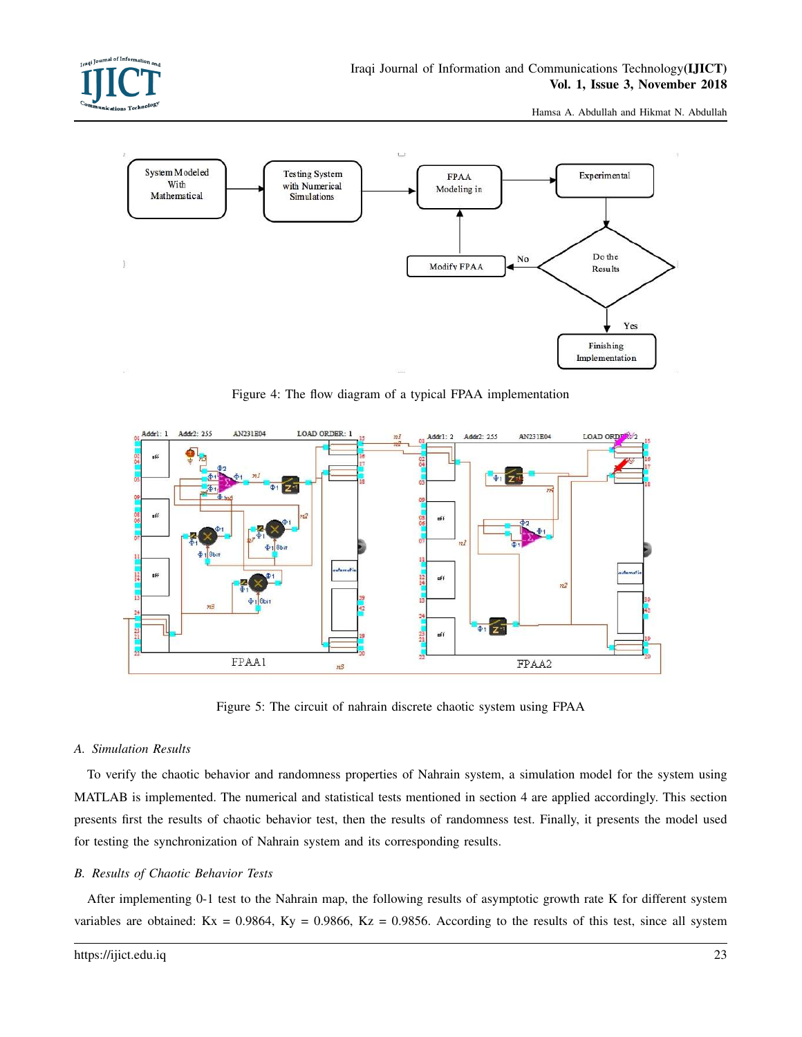Figure 4: The flow diagram of a typical FPAA implementation

Figure 5: The circuit of nahrain discrete chaotic system using FPAA

### A. Simulation Results

To verify the chaotic behavior and randomness properties of Nahrain system, a simulation model for the system using MATLAB is implemented. The numerical and statistical tests mentioned in section 4 are applied accordingly. This section presents first the results of chaotic behavior test, then the results of randomness test. Finally, it presents the model used for testing the synchronization of Nahrain system and its corresponding results.

### B. Results of Chaotic Behavior Tests

After implementing 0-1 test to the Nahrain map, the following results of asymptotic growth rate K for different system variables are obtained: Kx = 0.9864, Ky = 0.9866, Kz = 0.9856. According to the results of this test, since all system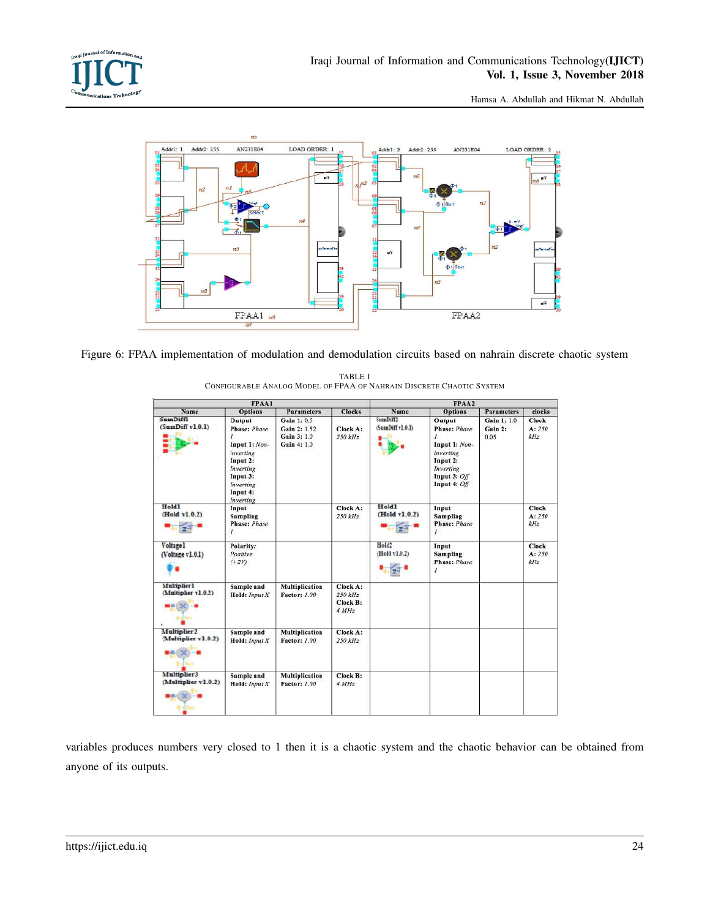Figure 6: FPAA implementation of modulation and demodulation circuits based on nahrain discrete chaotic system

TABLE I
CONFIGURABLE ANALOG MODEL OF FPAA OF NAHRAIN DISCRETE CHAOTIC SYSTEM

| FPAA1 | | | | FPAA2 | | | |
|---|---|---|---|---|---|---|---|
| **Name** | **Options** | **Parameters** | **Clocks** | **Name** | **Options** | **Parameters** | **clocks** |
| **SumDiff1 (SumDiff v1.0.1)** | **Output Phase:** *Phase 1* **Input 1:** *Non-inverting* **Input 2:** *Inverting* **Input 3:** *Inverting* **Input 4:** *Inverting* | **Gain 1:** 0.5 **Gain 2:** 1.52 **Gain 3:** 1.0 **Gain 4:** 1.0 | **Clock A:** *250 kHz* | **SumDiff2 (SumDiff v1.0.1)** | **Output Phase:** *Phase 1* **Input 1:** *Non-inverting* **Input 2:** *Inverting* **Input 3:** *Off* **Input 4:** *Off* | **Gain 1:** 1.0 **Gain 2:** 0.05 | **Clock A:** *250 kHz* |
| **Hold1 (Hold v1.0.2)** | **Input Sampling Phase:** *Phase 1* | | **Clock A:** *250 kHz* | **Hold1 (Hold v1.0.2)** | **Input Sampling Phase:** *Phase 1* | | **Clock A:** *250 kHz* |
| **Voltage1 (Voltage v1.0.1)** | **Polarity:** *Positive (+2V)* | | | **Hold2 (Hold v1.0.2)** | **Input Sampling Phase:** *Phase 1* | | **Clock A:** *250 kHz* |
| **Multiplier1 (Multiplier v1.0.2)** | **Sample and Hold:** *Input X* | **Multiplication Factor:** *1.00* | **Clock A:** *250 kHz* **Clock B:** *4 MHz* | | | | |
| **Multiplier2 (Multiplier v1.0.2)** | **Sample and Hold:** *Input X* | **Multiplication Factor:** *1.00* | **Clock A:** *250 kHz* | | | | |
| **Multiplier3 (Multiplier v1.0.2)** | **Sample and Hold:** *Input X* | **Multiplication Factor:** *1.00* | **Clock B:** *4 MHz* | | | | |

variables produces numbers very closed to 1 then it is a chaotic system and the chaotic behavior can be obtained from anyone of its outputs.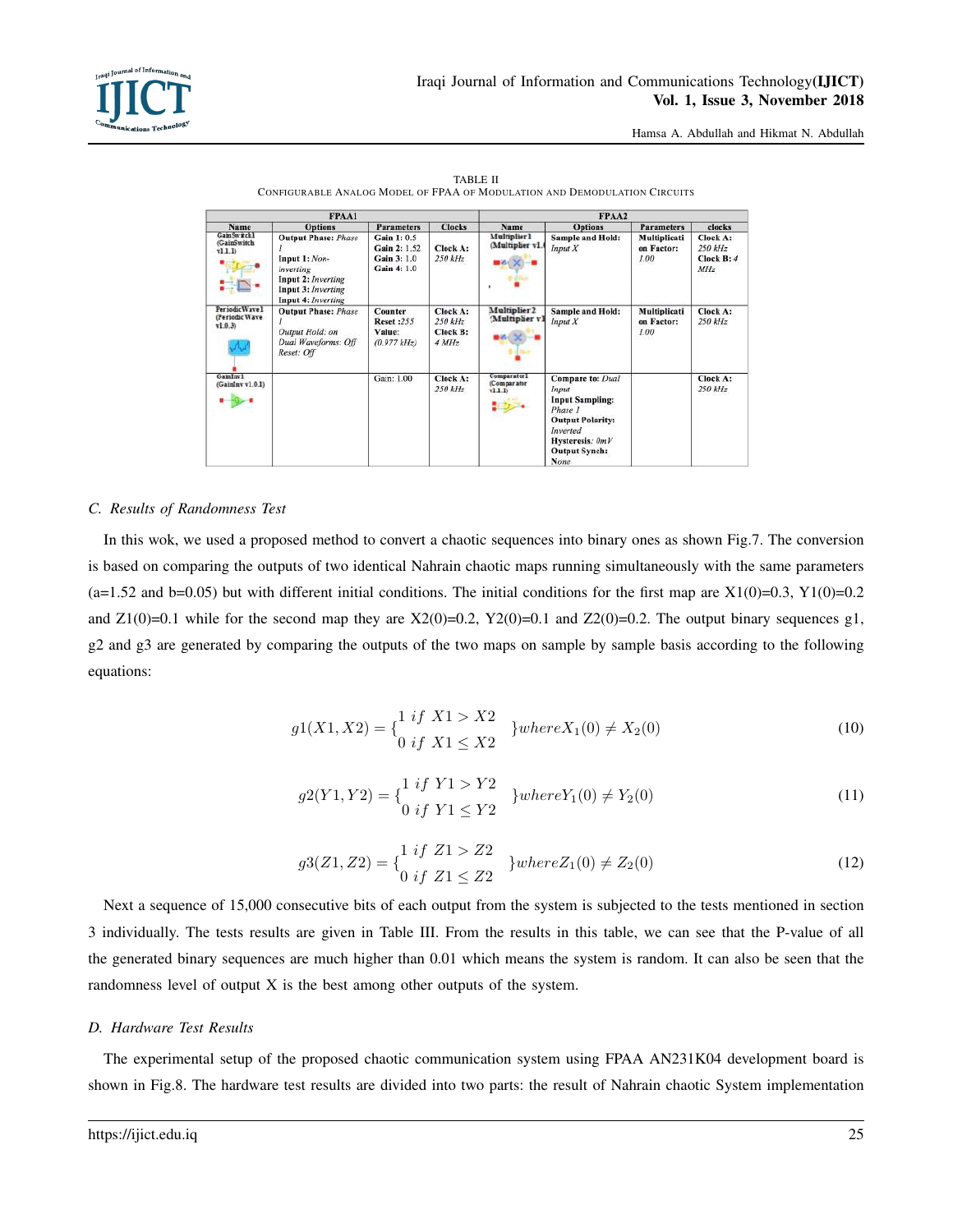TABLE II
CONFIGURABLE ANALOG MODEL OF FPAA OF MODULATION AND DEMODULATION CIRCUITS

| FPAA1 | | | | FPAA2 | | | |
|---|---|---|---|---|---|---|---|
| Name | Options | Parameters | Clocks | Name | Options | Parameters | clocks |
| GainSwitch1 (GainSwitch v1.1.1) | Output Phase: *Phase 1* Input 1: *Non-inverting* Input 2: *Inverting* Input 3: *Inverting* Input 4: *Inverting* | Gain 1: 0.5 Gain 2: 1.52 Gain 3: 1.0 Gain 4: 1.0 | Clock A: *250 kHz* | Multiplier1 (Multiplier v1. | Sample and Hold: *Input X* | Multiplication Factor: *1.00* | Clock A: *250 kHz* Clock B: *4 MHz* |
| PeriodicWave1 (Periodic Wave v1.0.3) | Output Phase: *Phase 1* *Output Hold: on* *Dual Waveforms: Off* *Reset: Off* | Counter Reset :*255* Value: *(0.977 kHz)* | Clock A: *250 kHz* Clock B: *4 MHz* | Multiplier2 (Multiplier v1 | Sample and Hold: *Input X* | Multiplication Factor: *1.00* | Clock A: *250 kHz* |
| GainInv1 (GainInv v1.0.1) | | Gain: 1.00 | Clock A: *250 kHz* | Comparator1 (Comparator v1.1.1) | Compare to: *Dual Input* Input Sampling: *Phase 1* Output Polarity: *Inverted* Hysteresis: *0mV* Output Synch: *None* | | Clock A: *250 kHz* |

### *C. Results of Randomness Test*

In this wok, we used a proposed method to convert a chaotic sequences into binary ones as shown Fig.7. The conversion is based on comparing the outputs of two identical Nahrain chaotic maps running simultaneously with the same parameters (a=1.52 and b=0.05) but with different initial conditions. The initial conditions for the first map are X1(0)=0.3, Y1(0)=0.2 and Z1(0)=0.1 while for the second map they are X2(0)=0.2, Y2(0)=0.1 and Z2(0)=0.2. The output binary sequences g1, g2 and g3 are generated by comparing the outputs of the two maps on sample by sample basis according to the following equations:

$$g1(X1, X2) = \left\{ \begin{matrix} 1 \; if \; X1 > X2 \\ 0 \; if \; X1 \leq X2 \end{matrix} \right\} where X_1(0) \neq X_2(0) \tag{10}$$

$$g2(Y1, Y2) = \left\{ \begin{matrix} 1 \; if \; Y1 > Y2 \\ 0 \; if \; Y1 \leq Y2 \end{matrix} \right\} where Y_1(0) \neq Y_2(0) \tag{11}$$

$$g3(Z1, Z2) = \left\{ \begin{matrix} 1 \; if \; Z1 > Z2 \\ 0 \; if \; Z1 \leq Z2 \end{matrix} \right\} where Z_1(0) \neq Z_2(0) \tag{12}$$

Next a sequence of 15,000 consecutive bits of each output from the system is subjected to the tests mentioned in section 3 individually. The tests results are given in Table III. From the results in this table, we can see that the P-value of all the generated binary sequences are much higher than 0.01 which means the system is random. It can also be seen that the randomness level of output X is the best among other outputs of the system.

### *D. Hardware Test Results*

The experimental setup of the proposed chaotic communication system using FPAA AN231K04 development board is shown in Fig.8. The hardware test results are divided into two parts: the result of Nahrain chaotic System implementation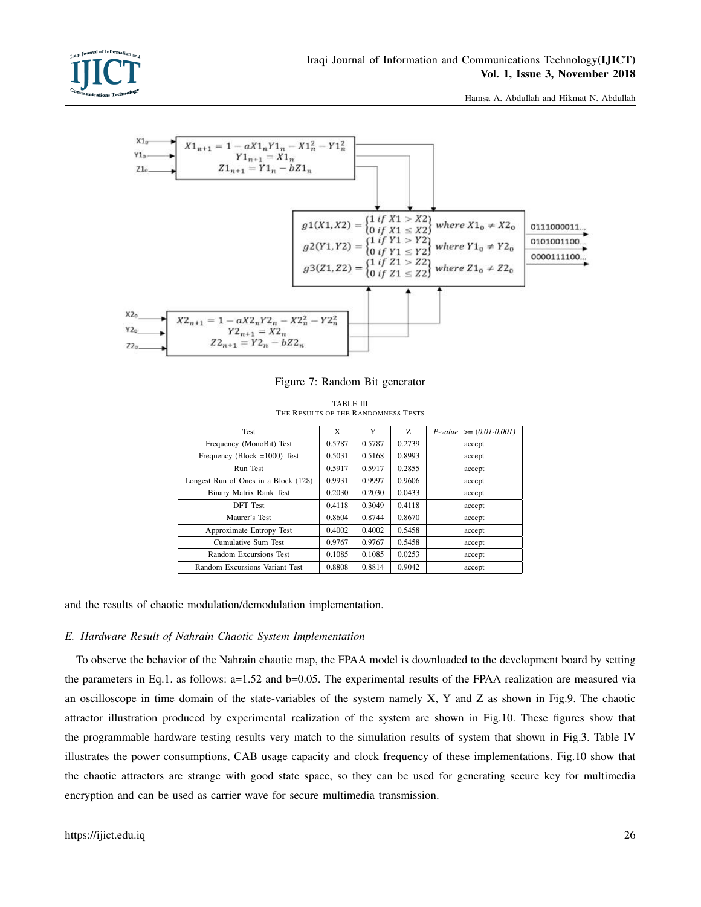Figure 7: Random Bit generator

TABLE III
THE RESULTS OF THE RANDOMNESS TESTS

| Test | X | Y | Z | *P-value >= (0.01-0.001)* |
|---|---|---|---|---|
| Frequency (MonoBit) Test | 0.5787 | 0.5787 | 0.2739 | accept |
| Frequency (Block =1000) Test | 0.5031 | 0.5168 | 0.8993 | accept |
| Run Test | 0.5917 | 0.5917 | 0.2855 | accept |
| Longest Run of Ones in a Block (128) | 0.9931 | 0.9997 | 0.9606 | accept |
| Binary Matrix Rank Test | 0.2030 | 0.2030 | 0.0433 | accept |
| DFT Test | 0.4118 | 0.3049 | 0.4118 | accept |
| Maurer's Test | 0.8604 | 0.8744 | 0.8670 | accept |
| Approximate Entropy Test | 0.4002 | 0.4002 | 0.5458 | accept |
| Cumulative Sum Test | 0.9767 | 0.9767 | 0.5458 | accept |
| Random Excursions Test | 0.1085 | 0.1085 | 0.0253 | accept |
| Random Excursions Variant Test | 0.8808 | 0.8814 | 0.9042 | accept |

and the results of chaotic modulation/demodulation implementation.

### *E. Hardware Result of Nahrain Chaotic System Implementation*

To observe the behavior of the Nahrain chaotic map, the FPAA model is downloaded to the development board by setting the parameters in Eq.1. as follows: a=1.52 and b=0.05. The experimental results of the FPAA realization are measured via an oscilloscope in time domain of the state-variables of the system namely X, Y and Z as shown in Fig.9. The chaotic attractor illustration produced by experimental realization of the system are shown in Fig.10. These figures show that the programmable hardware testing results very match to the simulation results of system that shown in Fig.3. Table IV illustrates the power consumptions, CAB usage capacity and clock frequency of these implementations. Fig.10 show that the chaotic attractors are strange with good state space, so they can be used for generating secure key for multimedia encryption and can be used as carrier wave for secure multimedia transmission.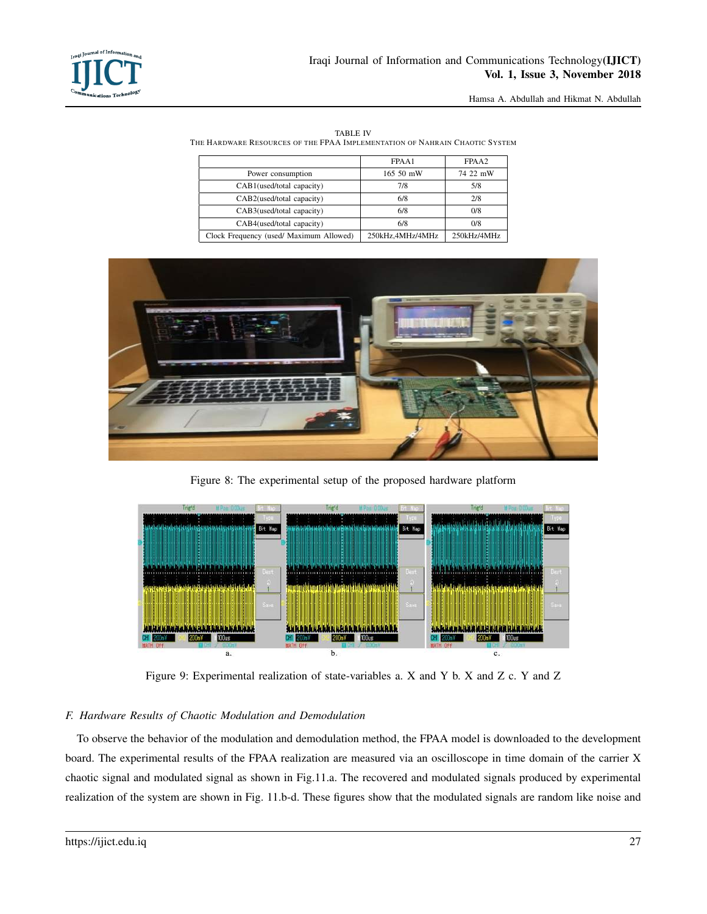TABLE IV
THE HARDWARE RESOURCES OF THE FPAA IMPLEMENTATION OF NAHRAIN CHAOTIC SYSTEM

| | FPAA1 | FPAA2 |
|---|---|---|
| Power consumption | 165 50 mW | 74 22 mW |
| CAB1(used/total capacity) | 7/8 | 5/8 |
| CAB2(used/total capacity) | 6/8 | 2/8 |
| CAB3(used/total capacity) | 6/8 | 0/8 |
| CAB4(used/total capacity) | 6/8 | 0/8 |
| Clock Frequency (used/ Maximum Allowed) | 250kHz,4MHz/4MHz | 250kHz/4MHz |

Figure 8: The experimental setup of the proposed hardware platform

Figure 9: Experimental realization of state-variables a. X and Y b. X and Z c. Y and Z

### *F. Hardware Results of Chaotic Modulation and Demodulation*

To observe the behavior of the modulation and demodulation method, the FPAA model is downloaded to the development board. The experimental results of the FPAA realization are measured via an oscilloscope in time domain of the carrier X chaotic signal and modulated signal as shown in Fig.11.a. The recovered and modulated signals produced by experimental realization of the system are shown in Fig. 11.b-d. These figures show that the modulated signals are random like noise and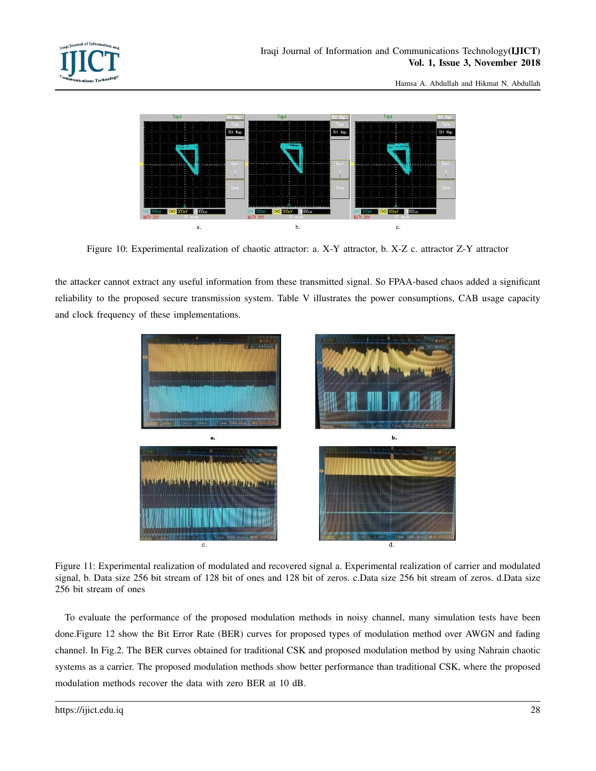Figure 10: Experimental realization of chaotic attractor: a. X-Y attractor, b. X-Z c. attractor Z-Y attractor

the attacker cannot extract any useful information from these transmitted signal. So FPAA-based chaos added a significant reliability to the proposed secure transmission system. Table V illustrates the power consumptions, CAB usage capacity and clock frequency of these implementations.

Figure 11: Experimental realization of modulated and recovered signal a. Experimental realization of carrier and modulated signal, b. Data size 256 bit stream of 128 bit of ones and 128 bit of zeros. c.Data size 256 bit stream of zeros. d.Data size 256 bit stream of ones

To evaluate the performance of the proposed modulation methods in noisy channel, many simulation tests have been done.Figure 12 show the Bit Error Rate (BER) curves for proposed types of modulation method over AWGN and fading channel. In Fig.2. The BER curves obtained for traditional CSK and proposed modulation method by using Nahrain chaotic systems as a carrier. The proposed modulation methods show better performance than traditional CSK, where the proposed modulation methods recover the data with zero BER at 10 dB.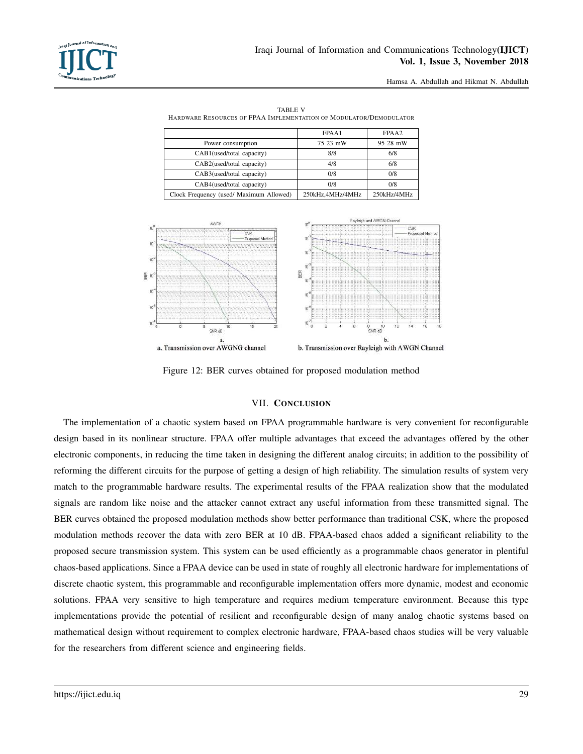TABLE V
HARDWARE RESOURCES OF FPAA IMPLEMENTATION OF MODULATOR/DEMODULATOR

| | FPAA1 | FPAA2 |
|---|---|---|
| Power consumption | 75 23 mW | 95 28 mW |
| CAB1(used/total capacity) | 8/8 | 6/8 |
| CAB2(used/total capacity) | 4/8 | 6/8 |
| CAB3(used/total capacity) | 0/8 | 0/8 |
| CAB4(used/total capacity) | 0/8 | 0/8 |
| Clock Frequency (used/ Maximum Allowed) | 250kHz,4MHz/4MHz | 250kHz/4MHz |

a. Transmission over AWGNG channel

b. Transmission over Rayleigh with AWGN Channel

Figure 12: BER curves obtained for proposed modulation method

## VII. CONCLUSION

The implementation of a chaotic system based on FPAA programmable hardware is very convenient for reconfigurable design based in its nonlinear structure. FPAA offer multiple advantages that exceed the advantages offered by the other electronic components, in reducing the time taken in designing the different analog circuits; in addition to the possibility of reforming the different circuits for the purpose of getting a design of high reliability. The simulation results of system very match to the programmable hardware results. The experimental results of the FPAA realization show that the modulated signals are random like noise and the attacker cannot extract any useful information from these transmitted signal. The BER curves obtained the proposed modulation methods show better performance than traditional CSK, where the proposed modulation methods recover the data with zero BER at 10 dB. FPAA-based chaos added a significant reliability to the proposed secure transmission system. This system can be used efficiently as a programmable chaos generator in plentiful chaos-based applications. Since a FPAA device can be used in state of roughly all electronic hardware for implementations of discrete chaotic system, this programmable and reconfigurable implementation offers more dynamic, modest and economic solutions. FPAA very sensitive to high temperature and requires medium temperature environment. Because this type implementations provide the potential of resilient and reconfigurable design of many analog chaotic systems based on mathematical design without requirement to complex electronic hardware, FPAA-based chaos studies will be very valuable for the researchers from different science and engineering fields.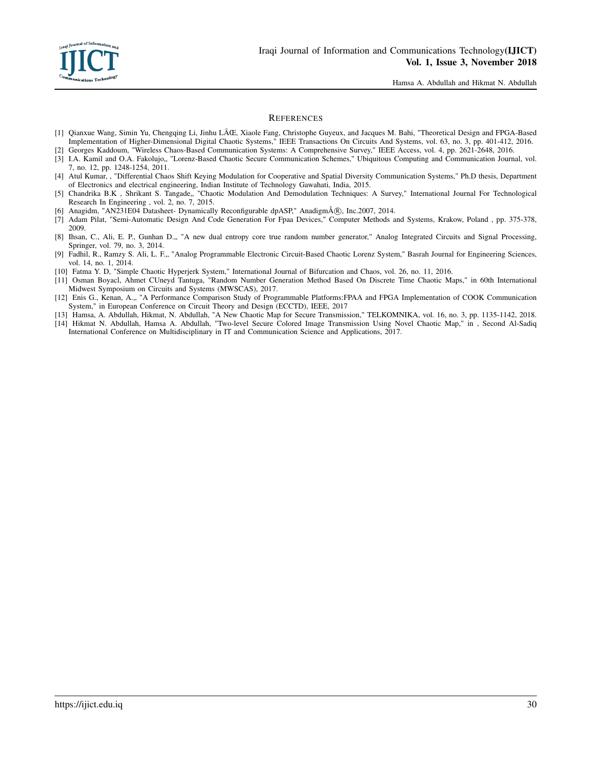## REFERENCES

[1] Qianxue Wang, Simin Yu, Chengqing Li, Jinhu LÃŒ, Xiaole Fang, Christophe Guyeux, and Jacques M. Bahi, "Theoretical Design and FPGA-Based Implementation of Higher-Dimensional Digital Chaotic Systems," IEEE Transactions On Circuits And Systems, vol. 63, no. 3, pp. 401-412, 2016.

[2] Georges Kaddoum, "Wireless Chaos-Based Communication Systems: A Comprehensive Survey," IEEE Access, vol. 4, pp. 2621-2648, 2016.

[3] I.A. Kamil and O.A. Fakolujo,, "Lorenz-Based Chaotic Secure Communication Schemes," Ubiquitous Computing and Communication Journal, vol. 7, no. 12, pp. 1248-1254, 2011.

[4] Atul Kumar, , "Differential Chaos Shift Keying Modulation for Cooperative and Spatial Diversity Communication Systems," Ph.D thesis, Department of Electronics and electrical engineering, Indian Institute of Technology Gawahati, India, 2015.

[5] Chandrika B.K , Shrikant S. Tangade,, "Chaotic Modulation And Demodulation Techniques: A Survey," International Journal For Technological Research In Engineering , vol. 2, no. 7, 2015.

[6] Anagidm, "AN231E04 Datasheet- Dynamically Reconfigurable dpASP," AnadigmÂ®, Inc.2007, 2014.

[7] Adam Pilat, "Semi-Automatic Design And Code Generation For Fpaa Devices," Computer Methods and Systems, Krakow, Poland , pp. 375-378, 2009.

[8] Ihsan, C., Ali, E. P., Gunhan D.,, "A new dual entropy core true random number generator," Analog Integrated Circuits and Signal Processing, Springer, vol. 79, no. 3, 2014.

[9] Fadhil, R., Ramzy S. Ali, L. F.,, "Analog Programmable Electronic Circuit-Based Chaotic Lorenz System," Basrah Journal for Engineering Sciences, vol. 14, no. 1, 2014.

[10] Fatma Y. D, "Simple Chaotic Hyperjerk System," International Journal of Bifurcation and Chaos, vol. 26, no. 11, 2016.

[11] Osman Boyacl, Ahmet CUneyd Tantuga, "Random Number Generation Method Based On Discrete Time Chaotic Maps," in 60th International Midwest Symposium on Circuits and Systems (MWSCAS), 2017.

[12] Enis G., Kenan, A.,, "A Performance Comparison Study of Programmable Platforms:FPAA and FPGA Implementation of COOK Communication System," in European Conference on Circuit Theory and Design (ECCTD), IEEE, 2017

[13] Hamsa, A. Abdullah, Hikmat, N. Abdullah, "A New Chaotic Map for Secure Transmission," TELKOMNIKA, vol. 16, no. 3, pp. 1135-1142, 2018.

[14] Hikmat N. Abdullah, Hamsa A. Abdullah, "Two-level Secure Colored Image Transmission Using Novel Chaotic Map," in , Second Al-Sadiq International Conference on Multidisciplinary in IT and Communication Science and Applications, 2017.